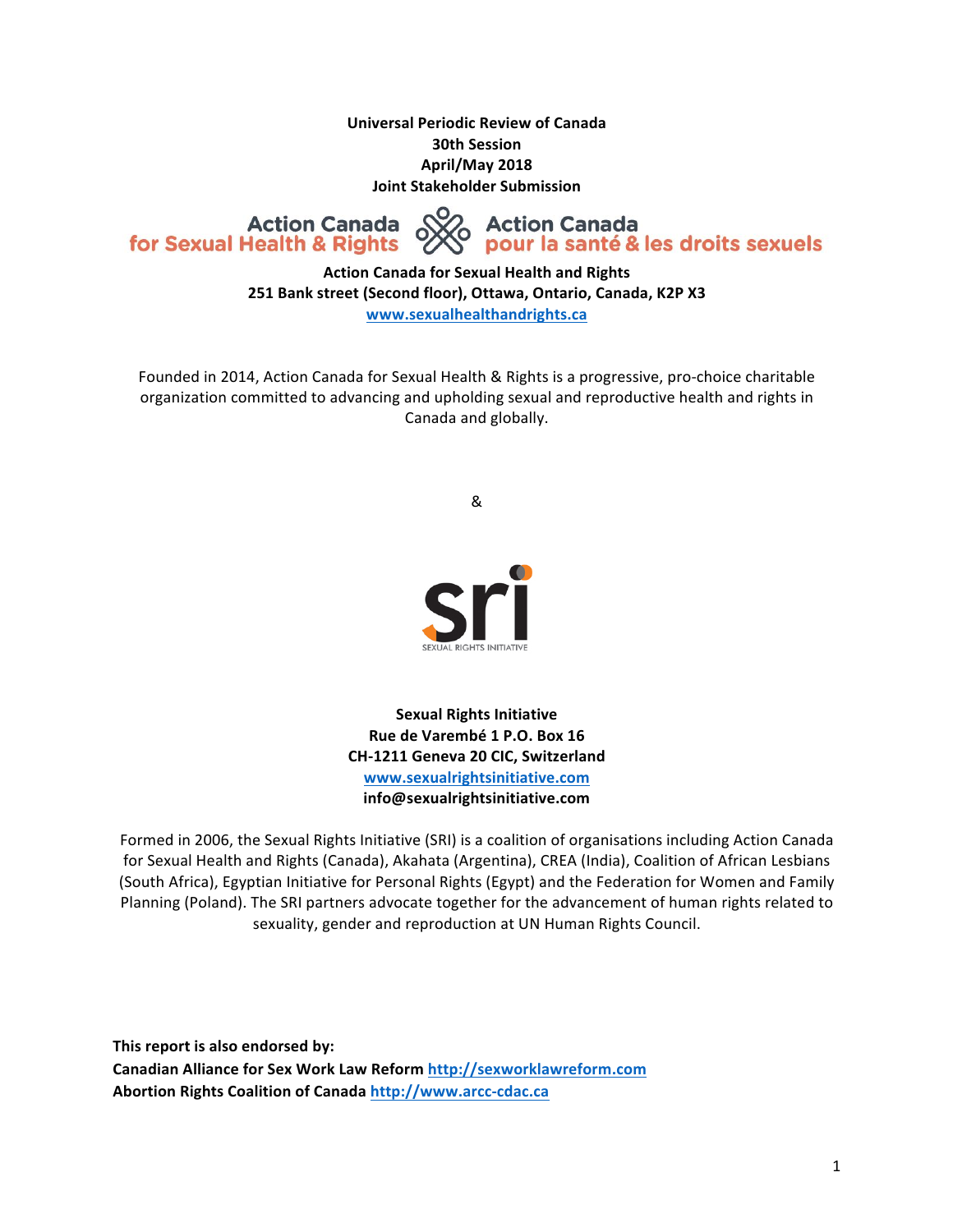**Universal Periodic Review of Canada**
**30th Session**
**April/May 2018**
**Joint Stakeholder Submission**

Action Canada for Sexual Health & Rights
Action Canada pour la santé & les droits sexuels

**Action Canada for Sexual Health and Rights**
**251 Bank street (Second floor), Ottawa, Ontario, Canada, K2P X3**
**www.sexualhealthandrights.ca**

Founded in 2014, Action Canada for Sexual Health & Rights is a progressive, pro-choice charitable organization committed to advancing and upholding sexual and reproductive health and rights in Canada and globally.

&

sri
SEXUAL RIGHTS INITIATIVE

**Sexual Rights Initiative**
**Rue de Varembé 1 P.O. Box 16**
**CH-1211 Geneva 20 CIC, Switzerland**
**www.sexualrightsinitiative.com**
**info@sexualrightsinitiative.com**

Formed in 2006, the Sexual Rights Initiative (SRI) is a coalition of organisations including Action Canada for Sexual Health and Rights (Canada), Akahata (Argentina), CREA (India), Coalition of African Lesbians (South Africa), Egyptian Initiative for Personal Rights (Egypt) and the Federation for Women and Family Planning (Poland). The SRI partners advocate together for the advancement of human rights related to sexuality, gender and reproduction at UN Human Rights Council.

**This report is also endorsed by:**
**Canadian Alliance for Sex Work Law Reform** http://sexworklawreform.com
**Abortion Rights Coalition of Canada** http://www.arcc-cdac.ca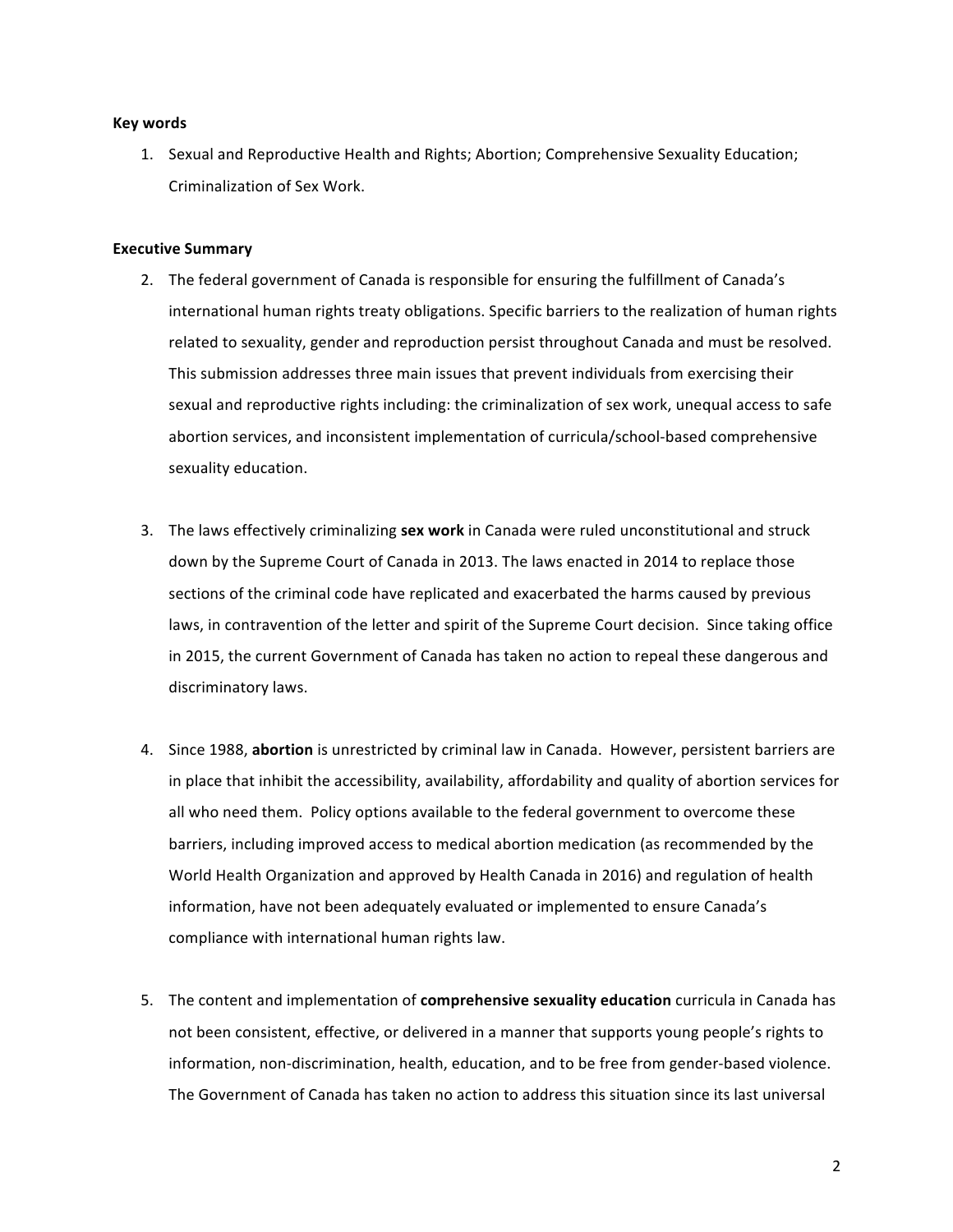**Key words**

1. Sexual and Reproductive Health and Rights; Abortion; Comprehensive Sexuality Education; Criminalization of Sex Work.

**Executive Summary**

2. The federal government of Canada is responsible for ensuring the fulfillment of Canada's international human rights treaty obligations. Specific barriers to the realization of human rights related to sexuality, gender and reproduction persist throughout Canada and must be resolved. This submission addresses three main issues that prevent individuals from exercising their sexual and reproductive rights including: the criminalization of sex work, unequal access to safe abortion services, and inconsistent implementation of curricula/school-based comprehensive sexuality education.

3. The laws effectively criminalizing **sex work** in Canada were ruled unconstitutional and struck down by the Supreme Court of Canada in 2013. The laws enacted in 2014 to replace those sections of the criminal code have replicated and exacerbated the harms caused by previous laws, in contravention of the letter and spirit of the Supreme Court decision. Since taking office in 2015, the current Government of Canada has taken no action to repeal these dangerous and discriminatory laws.

4. Since 1988, **abortion** is unrestricted by criminal law in Canada. However, persistent barriers are in place that inhibit the accessibility, availability, affordability and quality of abortion services for all who need them. Policy options available to the federal government to overcome these barriers, including improved access to medical abortion medication (as recommended by the World Health Organization and approved by Health Canada in 2016) and regulation of health information, have not been adequately evaluated or implemented to ensure Canada's compliance with international human rights law.

5. The content and implementation of **comprehensive sexuality education** curricula in Canada has not been consistent, effective, or delivered in a manner that supports young people's rights to information, non-discrimination, health, education, and to be free from gender-based violence. The Government of Canada has taken no action to address this situation since its last universal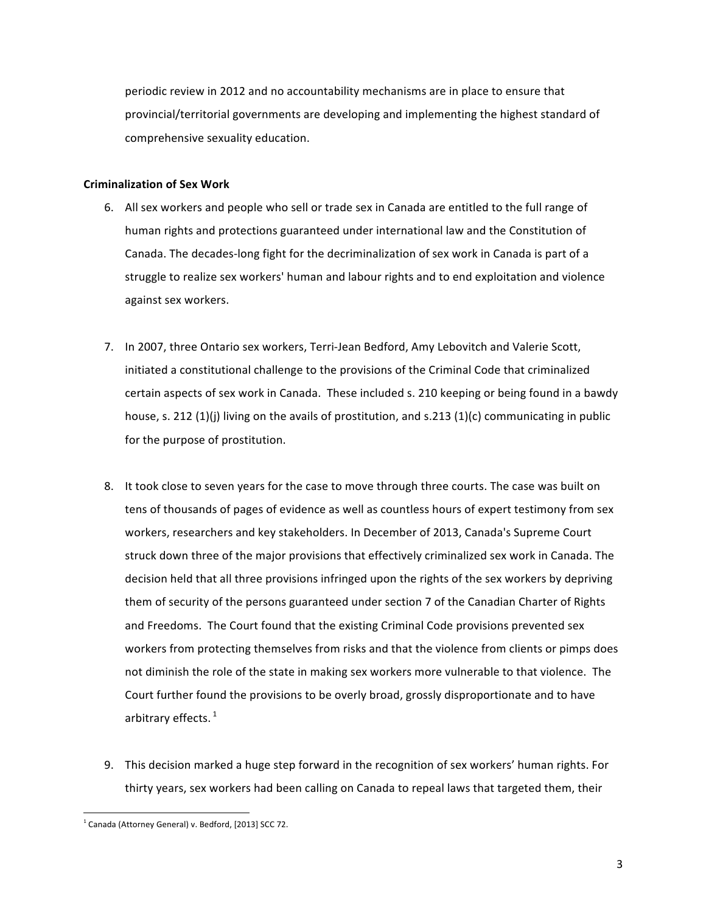periodic review in 2012 and no accountability mechanisms are in place to ensure that provincial/territorial governments are developing and implementing the highest standard of comprehensive sexuality education.

**Criminalization of Sex Work**

6. All sex workers and people who sell or trade sex in Canada are entitled to the full range of human rights and protections guaranteed under international law and the Constitution of Canada. The decades-long fight for the decriminalization of sex work in Canada is part of a struggle to realize sex workers' human and labour rights and to end exploitation and violence against sex workers.

7. In 2007, three Ontario sex workers, Terri-Jean Bedford, Amy Lebovitch and Valerie Scott, initiated a constitutional challenge to the provisions of the Criminal Code that criminalized certain aspects of sex work in Canada. These included s. 210 keeping or being found in a bawdy house, s. 212 (1)(j) living on the avails of prostitution, and s.213 (1)(c) communicating in public for the purpose of prostitution.

8. It took close to seven years for the case to move through three courts. The case was built on tens of thousands of pages of evidence as well as countless hours of expert testimony from sex workers, researchers and key stakeholders. In December of 2013, Canada's Supreme Court struck down three of the major provisions that effectively criminalized sex work in Canada. The decision held that all three provisions infringed upon the rights of the sex workers by depriving them of security of the persons guaranteed under section 7 of the Canadian Charter of Rights and Freedoms. The Court found that the existing Criminal Code provisions prevented sex workers from protecting themselves from risks and that the violence from clients or pimps does not diminish the role of the state in making sex workers more vulnerable to that violence. The Court further found the provisions to be overly broad, grossly disproportionate and to have arbitrary effects. [1]

9. This decision marked a huge step forward in the recognition of sex workers' human rights. For thirty years, sex workers had been calling on Canada to repeal laws that targeted them, their

---

[1] Canada (Attorney General) v. Bedford, [2013] SCC 72.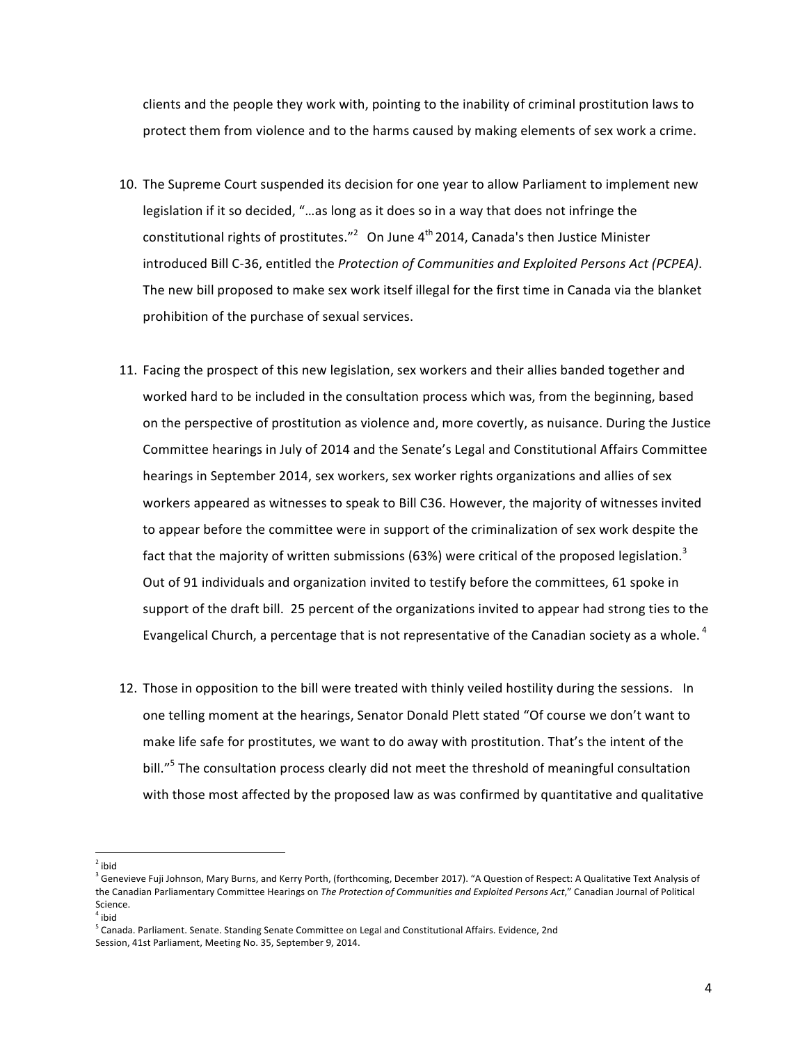clients and the people they work with, pointing to the inability of criminal prostitution laws to protect them from violence and to the harms caused by making elements of sex work a crime.

10. The Supreme Court suspended its decision for one year to allow Parliament to implement new legislation if it so decided, "…as long as it does so in a way that does not infringe the constitutional rights of prostitutes."[2] On June 4th 2014, Canada's then Justice Minister introduced Bill C-36, entitled the *Protection of Communities and Exploited Persons Act (PCPEA)*. The new bill proposed to make sex work itself illegal for the first time in Canada via the blanket prohibition of the purchase of sexual services.

11. Facing the prospect of this new legislation, sex workers and their allies banded together and worked hard to be included in the consultation process which was, from the beginning, based on the perspective of prostitution as violence and, more covertly, as nuisance. During the Justice Committee hearings in July of 2014 and the Senate's Legal and Constitutional Affairs Committee hearings in September 2014, sex workers, sex worker rights organizations and allies of sex workers appeared as witnesses to speak to Bill C36. However, the majority of witnesses invited to appear before the committee were in support of the criminalization of sex work despite the fact that the majority of written submissions (63%) were critical of the proposed legislation.[3] Out of 91 individuals and organization invited to testify before the committees, 61 spoke in support of the draft bill. 25 percent of the organizations invited to appear had strong ties to the Evangelical Church, a percentage that is not representative of the Canadian society as a whole.[4]

12. Those in opposition to the bill were treated with thinly veiled hostility during the sessions. In one telling moment at the hearings, Senator Donald Plett stated "Of course we don't want to make life safe for prostitutes, we want to do away with prostitution. That's the intent of the bill."[5] The consultation process clearly did not meet the threshold of meaningful consultation with those most affected by the proposed law as was confirmed by quantitative and qualitative

---

[2] ibid

[3] Genevieve Fuji Johnson, Mary Burns, and Kerry Porth, (forthcoming, December 2017). "A Question of Respect: A Qualitative Text Analysis of the Canadian Parliamentary Committee Hearings on *The Protection of Communities and Exploited Persons Act*," Canadian Journal of Political Science.

[4] ibid

[5] Canada. Parliament. Senate. Standing Senate Committee on Legal and Constitutional Affairs. Evidence, 2nd Session, 41st Parliament, Meeting No. 35, September 9, 2014.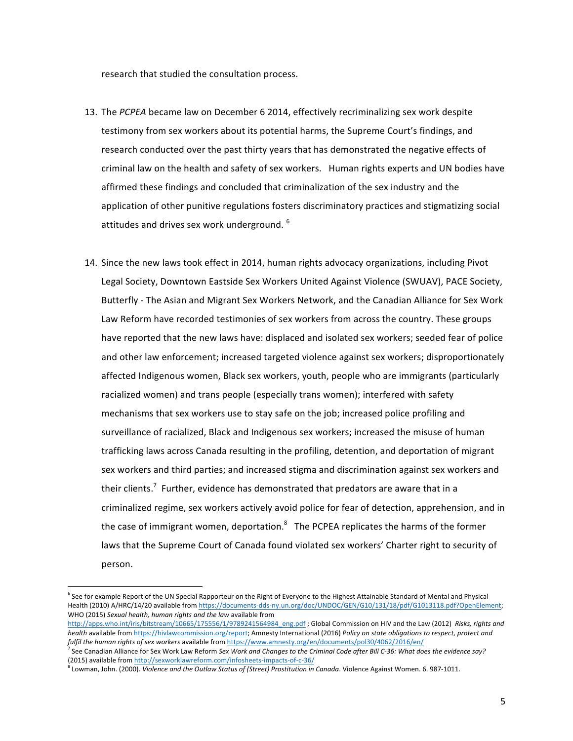research that studied the consultation process.

13. The *PCPEA* became law on December 6 2014, effectively recriminalizing sex work despite testimony from sex workers about its potential harms, the Supreme Court's findings, and research conducted over the past thirty years that has demonstrated the negative effects of criminal law on the health and safety of sex workers. Human rights experts and UN bodies have affirmed these findings and concluded that criminalization of the sex industry and the application of other punitive regulations fosters discriminatory practices and stigmatizing social attitudes and drives sex work underground. [6]

14. Since the new laws took effect in 2014, human rights advocacy organizations, including Pivot Legal Society, Downtown Eastside Sex Workers United Against Violence (SWUAV), PACE Society, Butterfly - The Asian and Migrant Sex Workers Network, and the Canadian Alliance for Sex Work Law Reform have recorded testimonies of sex workers from across the country. These groups have reported that the new laws have: displaced and isolated sex workers; seeded fear of police and other law enforcement; increased targeted violence against sex workers; disproportionately affected Indigenous women, Black sex workers, youth, people who are immigrants (particularly racialized women) and trans people (especially trans women); interfered with safety mechanisms that sex workers use to stay safe on the job; increased police profiling and surveillance of racialized, Black and Indigenous sex workers; increased the misuse of human trafficking laws across Canada resulting in the profiling, detention, and deportation of migrant sex workers and third parties; and increased stigma and discrimination against sex workers and their clients.[7] Further, evidence has demonstrated that predators are aware that in a criminalized regime, sex workers actively avoid police for fear of detection, apprehension, and in the case of immigrant women, deportation.[8] The PCPEA replicates the harms of the former laws that the Supreme Court of Canada found violated sex workers' Charter right to security of person.

---

[6] See for example Report of the UN Special Rapporteur on the Right of Everyone to the Highest Attainable Standard of Mental and Physical Health (2010) A/HRC/14/20 available from https://documents-dds-ny.un.org/doc/UNDOC/GEN/G10/131/18/pdf/G1013118.pdf?OpenElement; WHO (2015) *Sexual health, human rights and the law* available from http://apps.who.int/iris/bitstream/10665/175556/1/9789241564984_eng.pdf ; Global Commission on HIV and the Law (2012) *Risks, rights and health* available from https://hivlawcommission.org/report; Amnesty International (2016) *Policy on state obligations to respect, protect and fulfil the human rights of sex workers* available from https://www.amnesty.org/en/documents/pol30/4062/2016/en/

[7] See Canadian Alliance for Sex Work Law Reform *Sex Work and Changes to the Criminal Code after Bill C-36: What does the evidence say?* (2015) available from http://sexworklawreform.com/infosheets-impacts-of-c-36/

[8] Lowman, John. (2000). *Violence and the Outlaw Status of (Street) Prostitution in Canada*. Violence Against Women. 6. 987-1011.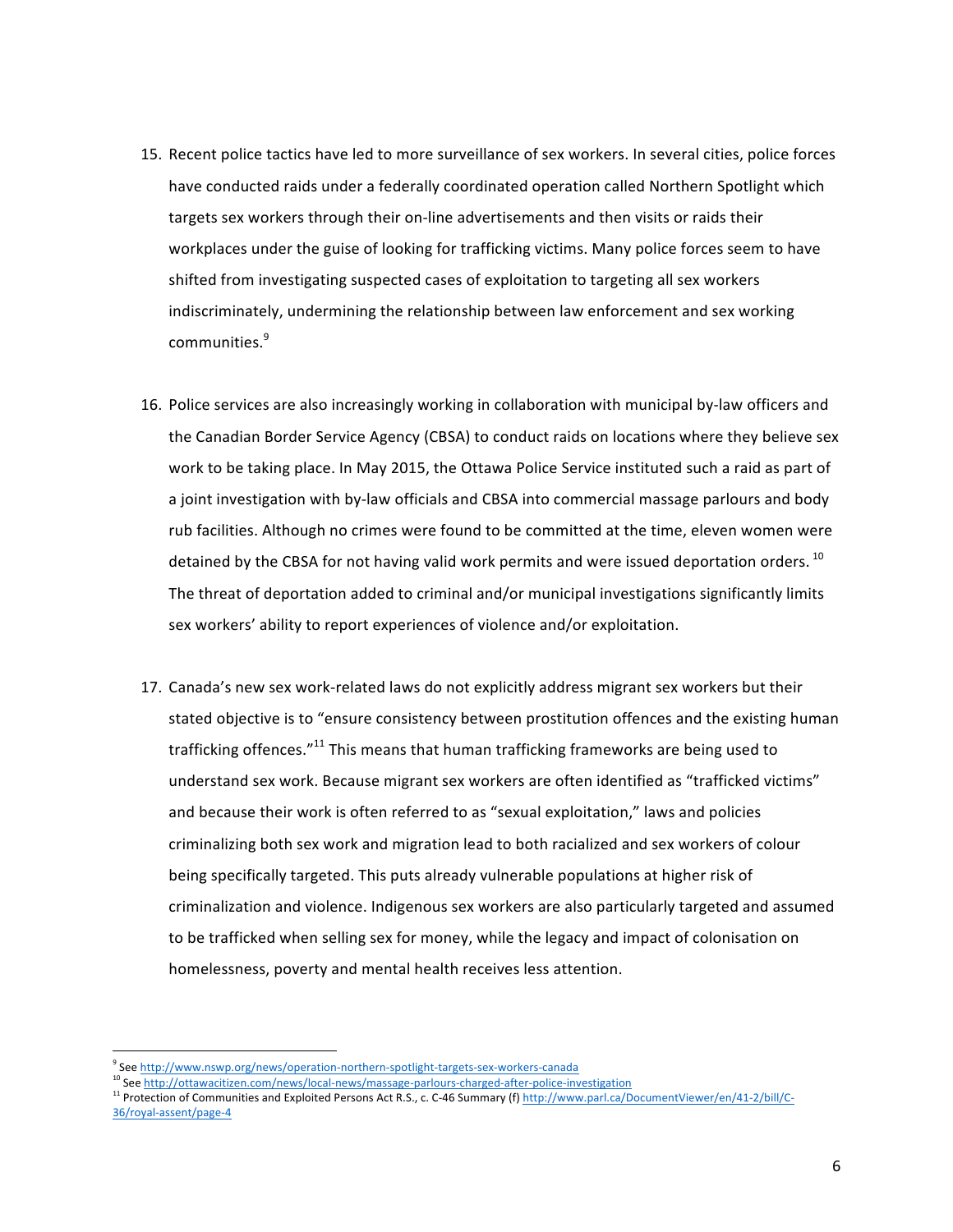15. Recent police tactics have led to more surveillance of sex workers. In several cities, police forces have conducted raids under a federally coordinated operation called Northern Spotlight which targets sex workers through their on-line advertisements and then visits or raids their workplaces under the guise of looking for trafficking victims. Many police forces seem to have shifted from investigating suspected cases of exploitation to targeting all sex workers indiscriminately, undermining the relationship between law enforcement and sex working communities.[9]

16. Police services are also increasingly working in collaboration with municipal by-law officers and the Canadian Border Service Agency (CBSA) to conduct raids on locations where they believe sex work to be taking place. In May 2015, the Ottawa Police Service instituted such a raid as part of a joint investigation with by-law officials and CBSA into commercial massage parlours and body rub facilities. Although no crimes were found to be committed at the time, eleven women were detained by the CBSA for not having valid work permits and were issued deportation orders.[10] The threat of deportation added to criminal and/or municipal investigations significantly limits sex workers' ability to report experiences of violence and/or exploitation.

17. Canada's new sex work-related laws do not explicitly address migrant sex workers but their stated objective is to "ensure consistency between prostitution offences and the existing human trafficking offences."[11] This means that human trafficking frameworks are being used to understand sex work. Because migrant sex workers are often identified as "trafficked victims" and because their work is often referred to as "sexual exploitation," laws and policies criminalizing both sex work and migration lead to both racialized and sex workers of colour being specifically targeted. This puts already vulnerable populations at higher risk of criminalization and violence. Indigenous sex workers are also particularly targeted and assumed to be trafficked when selling sex for money, while the legacy and impact of colonisation on homelessness, poverty and mental health receives less attention.

---

[9] See http://www.nswp.org/news/operation-northern-spotlight-targets-sex-workers-canada

[10] See http://ottawacitizen.com/news/local-news/massage-parlours-charged-after-police-investigation

[11] Protection of Communities and Exploited Persons Act R.S., c. C-46 Summary (f) http://www.parl.ca/DocumentViewer/en/41-2/bill/C-36/royal-assent/page-4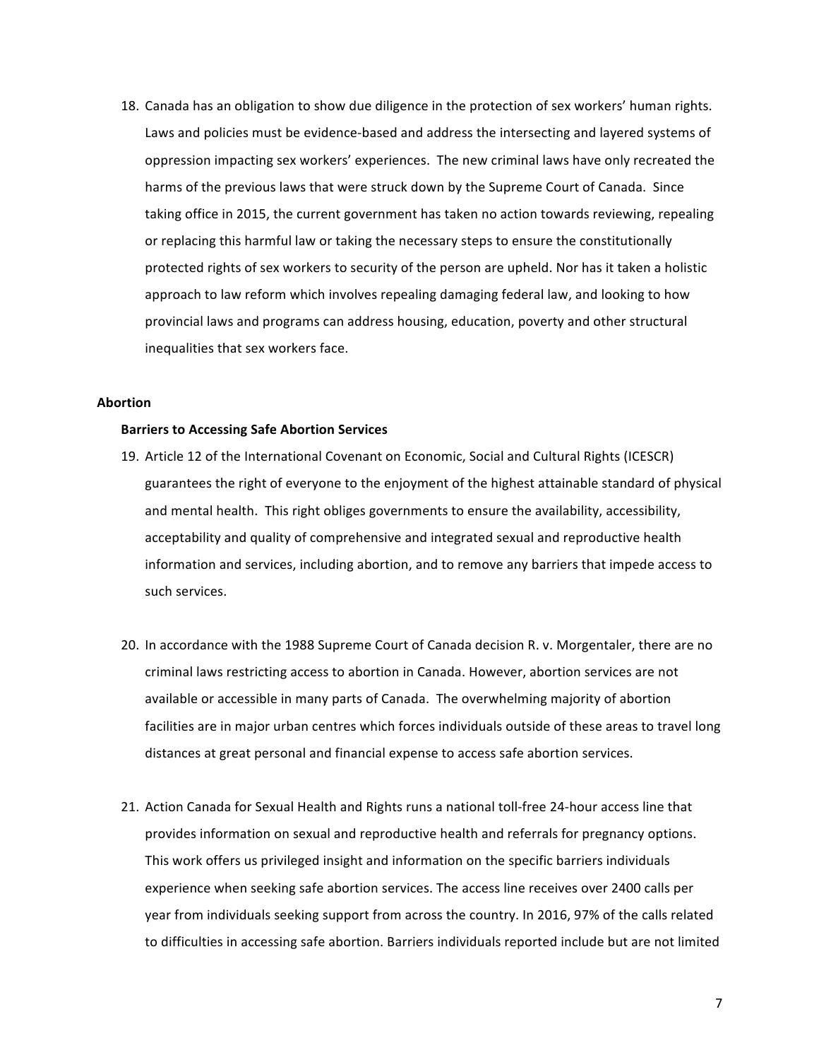18. Canada has an obligation to show due diligence in the protection of sex workers' human rights. Laws and policies must be evidence-based and address the intersecting and layered systems of oppression impacting sex workers' experiences. The new criminal laws have only recreated the harms of the previous laws that were struck down by the Supreme Court of Canada. Since taking office in 2015, the current government has taken no action towards reviewing, repealing or replacing this harmful law or taking the necessary steps to ensure the constitutionally protected rights of sex workers to security of the person are upheld. Nor has it taken a holistic approach to law reform which involves repealing damaging federal law, and looking to how provincial laws and programs can address housing, education, poverty and other structural inequalities that sex workers face.

## Abortion

### Barriers to Accessing Safe Abortion Services

19. Article 12 of the International Covenant on Economic, Social and Cultural Rights (ICESCR) guarantees the right of everyone to the enjoyment of the highest attainable standard of physical and mental health. This right obliges governments to ensure the availability, accessibility, acceptability and quality of comprehensive and integrated sexual and reproductive health information and services, including abortion, and to remove any barriers that impede access to such services.

20. In accordance with the 1988 Supreme Court of Canada decision R. v. Morgentaler, there are no criminal laws restricting access to abortion in Canada. However, abortion services are not available or accessible in many parts of Canada. The overwhelming majority of abortion facilities are in major urban centres which forces individuals outside of these areas to travel long distances at great personal and financial expense to access safe abortion services.

21. Action Canada for Sexual Health and Rights runs a national toll-free 24-hour access line that provides information on sexual and reproductive health and referrals for pregnancy options. This work offers us privileged insight and information on the specific barriers individuals experience when seeking safe abortion services. The access line receives over 2400 calls per year from individuals seeking support from across the country. In 2016, 97% of the calls related to difficulties in accessing safe abortion. Barriers individuals reported include but are not limited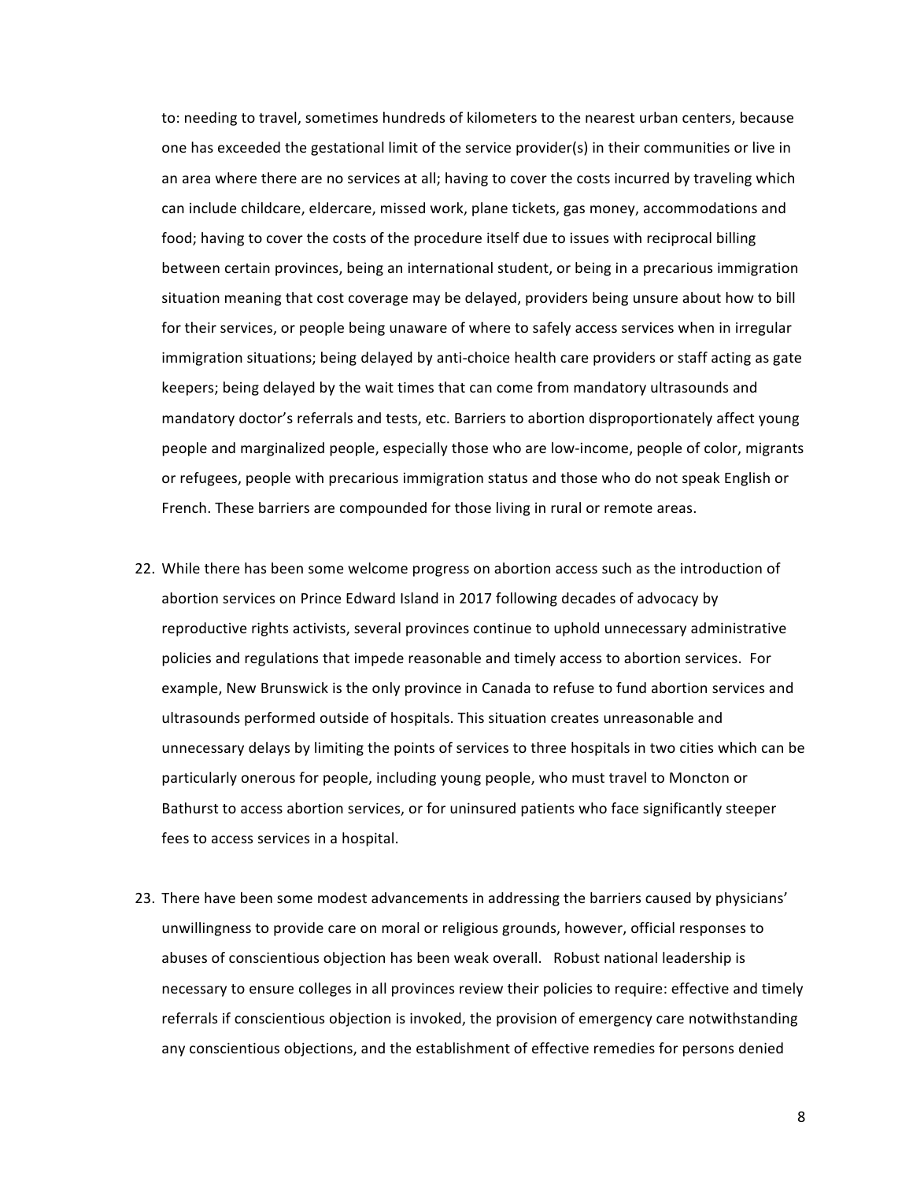to: needing to travel, sometimes hundreds of kilometers to the nearest urban centers, because one has exceeded the gestational limit of the service provider(s) in their communities or live in an area where there are no services at all; having to cover the costs incurred by traveling which can include childcare, eldercare, missed work, plane tickets, gas money, accommodations and food; having to cover the costs of the procedure itself due to issues with reciprocal billing between certain provinces, being an international student, or being in a precarious immigration situation meaning that cost coverage may be delayed, providers being unsure about how to bill for their services, or people being unaware of where to safely access services when in irregular immigration situations; being delayed by anti-choice health care providers or staff acting as gate keepers; being delayed by the wait times that can come from mandatory ultrasounds and mandatory doctor's referrals and tests, etc. Barriers to abortion disproportionately affect young people and marginalized people, especially those who are low-income, people of color, migrants or refugees, people with precarious immigration status and those who do not speak English or French. These barriers are compounded for those living in rural or remote areas.

22. While there has been some welcome progress on abortion access such as the introduction of abortion services on Prince Edward Island in 2017 following decades of advocacy by reproductive rights activists, several provinces continue to uphold unnecessary administrative policies and regulations that impede reasonable and timely access to abortion services. For example, New Brunswick is the only province in Canada to refuse to fund abortion services and ultrasounds performed outside of hospitals. This situation creates unreasonable and unnecessary delays by limiting the points of services to three hospitals in two cities which can be particularly onerous for people, including young people, who must travel to Moncton or Bathurst to access abortion services, or for uninsured patients who face significantly steeper fees to access services in a hospital.

23. There have been some modest advancements in addressing the barriers caused by physicians' unwillingness to provide care on moral or religious grounds, however, official responses to abuses of conscientious objection has been weak overall. Robust national leadership is necessary to ensure colleges in all provinces review their policies to require: effective and timely referrals if conscientious objection is invoked, the provision of emergency care notwithstanding any conscientious objections, and the establishment of effective remedies for persons denied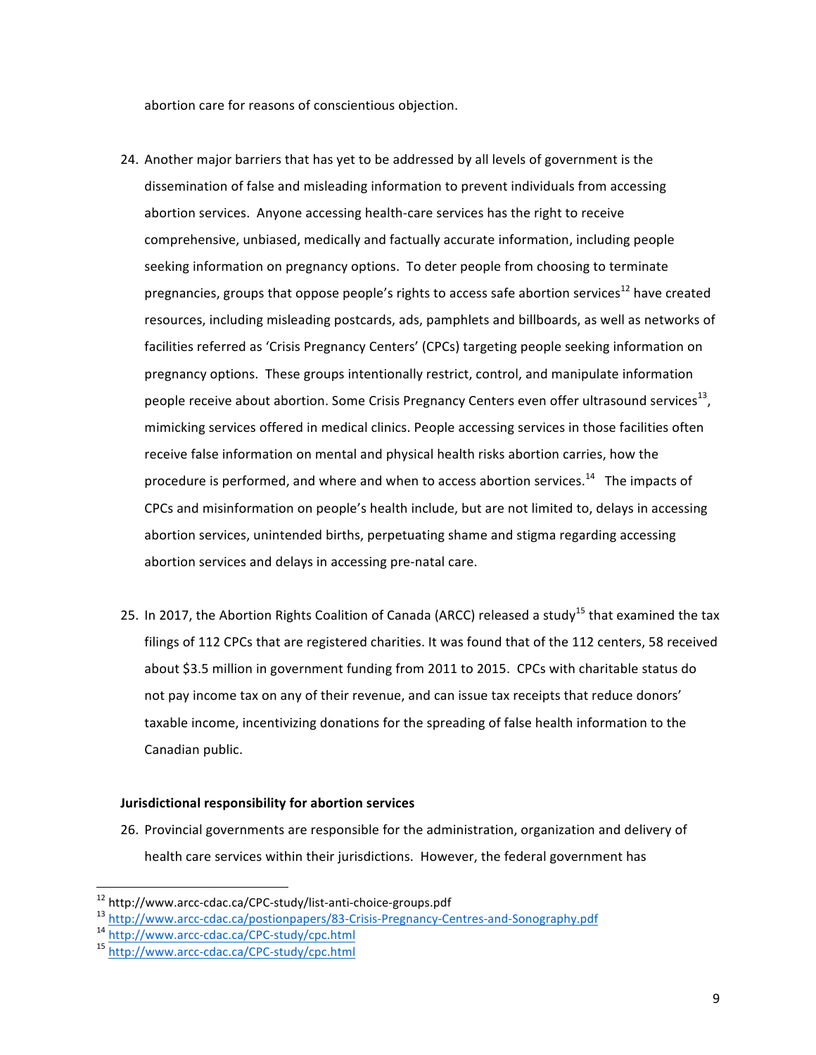abortion care for reasons of conscientious objection.

24. Another major barriers that has yet to be addressed by all levels of government is the dissemination of false and misleading information to prevent individuals from accessing abortion services. Anyone accessing health-care services has the right to receive comprehensive, unbiased, medically and factually accurate information, including people seeking information on pregnancy options. To deter people from choosing to terminate pregnancies, groups that oppose people's rights to access safe abortion services[12] have created resources, including misleading postcards, ads, pamphlets and billboards, as well as networks of facilities referred as 'Crisis Pregnancy Centers' (CPCs) targeting people seeking information on pregnancy options. These groups intentionally restrict, control, and manipulate information people receive about abortion. Some Crisis Pregnancy Centers even offer ultrasound services[13], mimicking services offered in medical clinics. People accessing services in those facilities often receive false information on mental and physical health risks abortion carries, how the procedure is performed, and where and when to access abortion services.[14] The impacts of CPCs and misinformation on people's health include, but are not limited to, delays in accessing abortion services, unintended births, perpetuating shame and stigma regarding accessing abortion services and delays in accessing pre-natal care.

25. In 2017, the Abortion Rights Coalition of Canada (ARCC) released a study[15] that examined the tax filings of 112 CPCs that are registered charities. It was found that of the 112 centers, 58 received about $3.5 million in government funding from 2011 to 2015. CPCs with charitable status do not pay income tax on any of their revenue, and can issue tax receipts that reduce donors' taxable income, incentivizing donations for the spreading of false health information to the Canadian public.

**Jurisdictional responsibility for abortion services**

26. Provincial governments are responsible for the administration, organization and delivery of health care services within their jurisdictions. However, the federal government has

---

[12] http://www.arcc-cdac.ca/CPC-study/list-anti-choice-groups.pdf
[13] http://www.arcc-cdac.ca/postionpapers/83-Crisis-Pregnancy-Centres-and-Sonography.pdf
[14] http://www.arcc-cdac.ca/CPC-study/cpc.html
[15] http://www.arcc-cdac.ca/CPC-study/cpc.html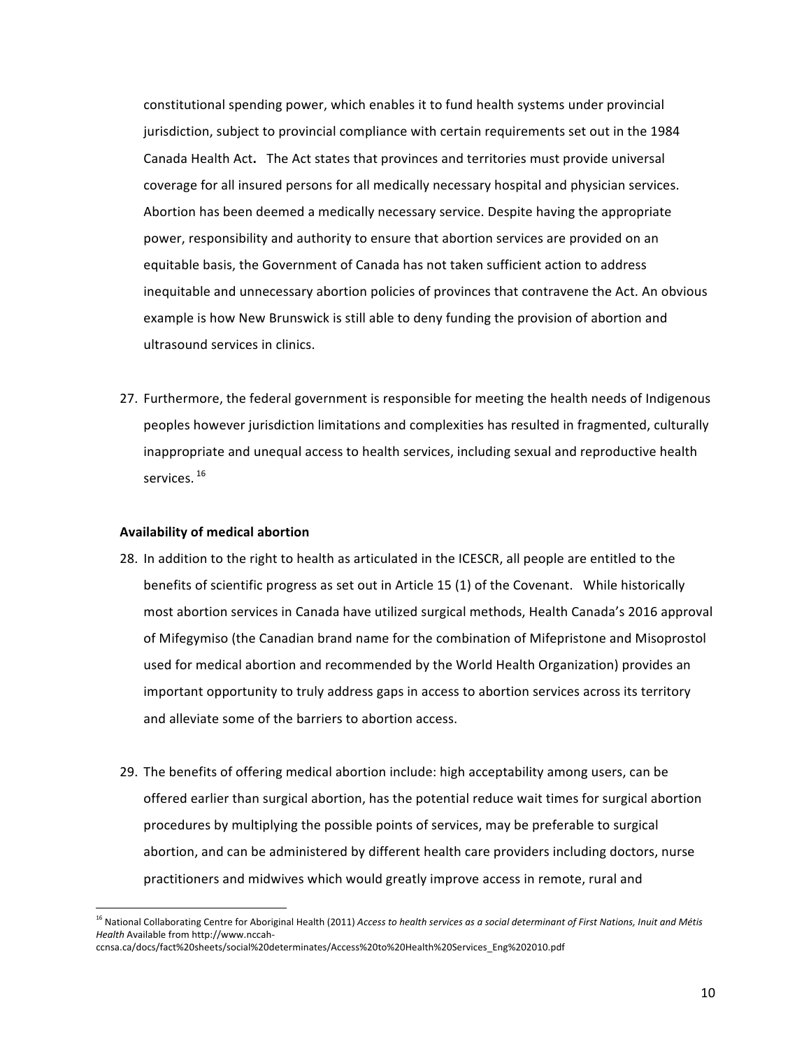constitutional spending power, which enables it to fund health systems under provincial jurisdiction, subject to provincial compliance with certain requirements set out in the 1984 Canada Health Act**.** The Act states that provinces and territories must provide universal coverage for all insured persons for all medically necessary hospital and physician services. Abortion has been deemed a medically necessary service. Despite having the appropriate power, responsibility and authority to ensure that abortion services are provided on an equitable basis, the Government of Canada has not taken sufficient action to address inequitable and unnecessary abortion policies of provinces that contravene the Act. An obvious example is how New Brunswick is still able to deny funding the provision of abortion and ultrasound services in clinics.

27. Furthermore, the federal government is responsible for meeting the health needs of Indigenous peoples however jurisdiction limitations and complexities has resulted in fragmented, culturally inappropriate and unequal access to health services, including sexual and reproductive health services. [16]

**Availability of medical abortion**

28. In addition to the right to health as articulated in the ICESCR, all people are entitled to the benefits of scientific progress as set out in Article 15 (1) of the Covenant. While historically most abortion services in Canada have utilized surgical methods, Health Canada's 2016 approval of Mifegymiso (the Canadian brand name for the combination of Mifepristone and Misoprostol used for medical abortion and recommended by the World Health Organization) provides an important opportunity to truly address gaps in access to abortion services across its territory and alleviate some of the barriers to abortion access.

29. The benefits of offering medical abortion include: high acceptability among users, can be offered earlier than surgical abortion, has the potential reduce wait times for surgical abortion procedures by multiplying the possible points of services, may be preferable to surgical abortion, and can be administered by different health care providers including doctors, nurse practitioners and midwives which would greatly improve access in remote, rural and

---

[16] National Collaborating Centre for Aboriginal Health (2011) *Access to health services as a social determinant of First Nations, Inuit and Métis Health* Available from http://www.nccah-ccnsa.ca/docs/fact%20sheets/social%20determinates/Access%20to%20Health%20Services_Eng%202010.pdf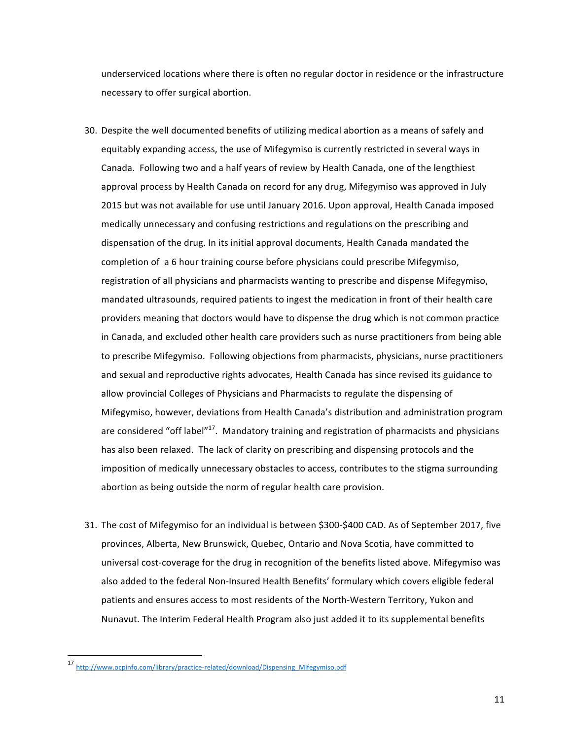underserviced locations where there is often no regular doctor in residence or the infrastructure necessary to offer surgical abortion.

30. Despite the well documented benefits of utilizing medical abortion as a means of safely and equitably expanding access, the use of Mifegymiso is currently restricted in several ways in Canada. Following two and a half years of review by Health Canada, one of the lengthiest approval process by Health Canada on record for any drug, Mifegymiso was approved in July 2015 but was not available for use until January 2016. Upon approval, Health Canada imposed medically unnecessary and confusing restrictions and regulations on the prescribing and dispensation of the drug. In its initial approval documents, Health Canada mandated the completion of a 6 hour training course before physicians could prescribe Mifegymiso, registration of all physicians and pharmacists wanting to prescribe and dispense Mifegymiso, mandated ultrasounds, required patients to ingest the medication in front of their health care providers meaning that doctors would have to dispense the drug which is not common practice in Canada, and excluded other health care providers such as nurse practitioners from being able to prescribe Mifegymiso. Following objections from pharmacists, physicians, nurse practitioners and sexual and reproductive rights advocates, Health Canada has since revised its guidance to allow provincial Colleges of Physicians and Pharmacists to regulate the dispensing of Mifegymiso, however, deviations from Health Canada's distribution and administration program are considered "off label"[17]. Mandatory training and registration of pharmacists and physicians has also been relaxed. The lack of clarity on prescribing and dispensing protocols and the imposition of medically unnecessary obstacles to access, contributes to the stigma surrounding abortion as being outside the norm of regular health care provision.

31. The cost of Mifegymiso for an individual is between $300-$400 CAD. As of September 2017, five provinces, Alberta, New Brunswick, Quebec, Ontario and Nova Scotia, have committed to universal cost-coverage for the drug in recognition of the benefits listed above. Mifegymiso was also added to the federal Non-Insured Health Benefits' formulary which covers eligible federal patients and ensures access to most residents of the North-Western Territory, Yukon and Nunavut. The Interim Federal Health Program also just added it to its supplemental benefits

---

[17] http://www.ocpinfo.com/library/practice-related/download/Dispensing_Mifegymiso.pdf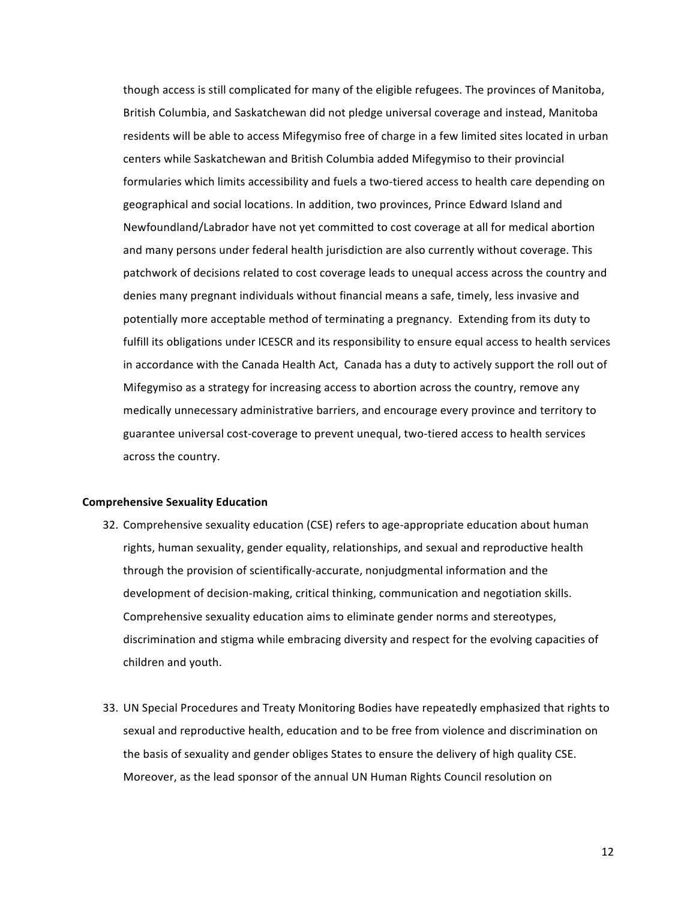though access is still complicated for many of the eligible refugees. The provinces of Manitoba, British Columbia, and Saskatchewan did not pledge universal coverage and instead, Manitoba residents will be able to access Mifegymiso free of charge in a few limited sites located in urban centers while Saskatchewan and British Columbia added Mifegymiso to their provincial formularies which limits accessibility and fuels a two-tiered access to health care depending on geographical and social locations. In addition, two provinces, Prince Edward Island and Newfoundland/Labrador have not yet committed to cost coverage at all for medical abortion and many persons under federal health jurisdiction are also currently without coverage. This patchwork of decisions related to cost coverage leads to unequal access across the country and denies many pregnant individuals without financial means a safe, timely, less invasive and potentially more acceptable method of terminating a pregnancy. Extending from its duty to fulfill its obligations under ICESCR and its responsibility to ensure equal access to health services in accordance with the Canada Health Act, Canada has a duty to actively support the roll out of Mifegymiso as a strategy for increasing access to abortion across the country, remove any medically unnecessary administrative barriers, and encourage every province and territory to guarantee universal cost-coverage to prevent unequal, two-tiered access to health services across the country.

**Comprehensive Sexuality Education**

32. Comprehensive sexuality education (CSE) refers to age-appropriate education about human rights, human sexuality, gender equality, relationships, and sexual and reproductive health through the provision of scientifically-accurate, nonjudgmental information and the development of decision-making, critical thinking, communication and negotiation skills. Comprehensive sexuality education aims to eliminate gender norms and stereotypes, discrimination and stigma while embracing diversity and respect for the evolving capacities of children and youth.

33. UN Special Procedures and Treaty Monitoring Bodies have repeatedly emphasized that rights to sexual and reproductive health, education and to be free from violence and discrimination on the basis of sexuality and gender obliges States to ensure the delivery of high quality CSE. Moreover, as the lead sponsor of the annual UN Human Rights Council resolution on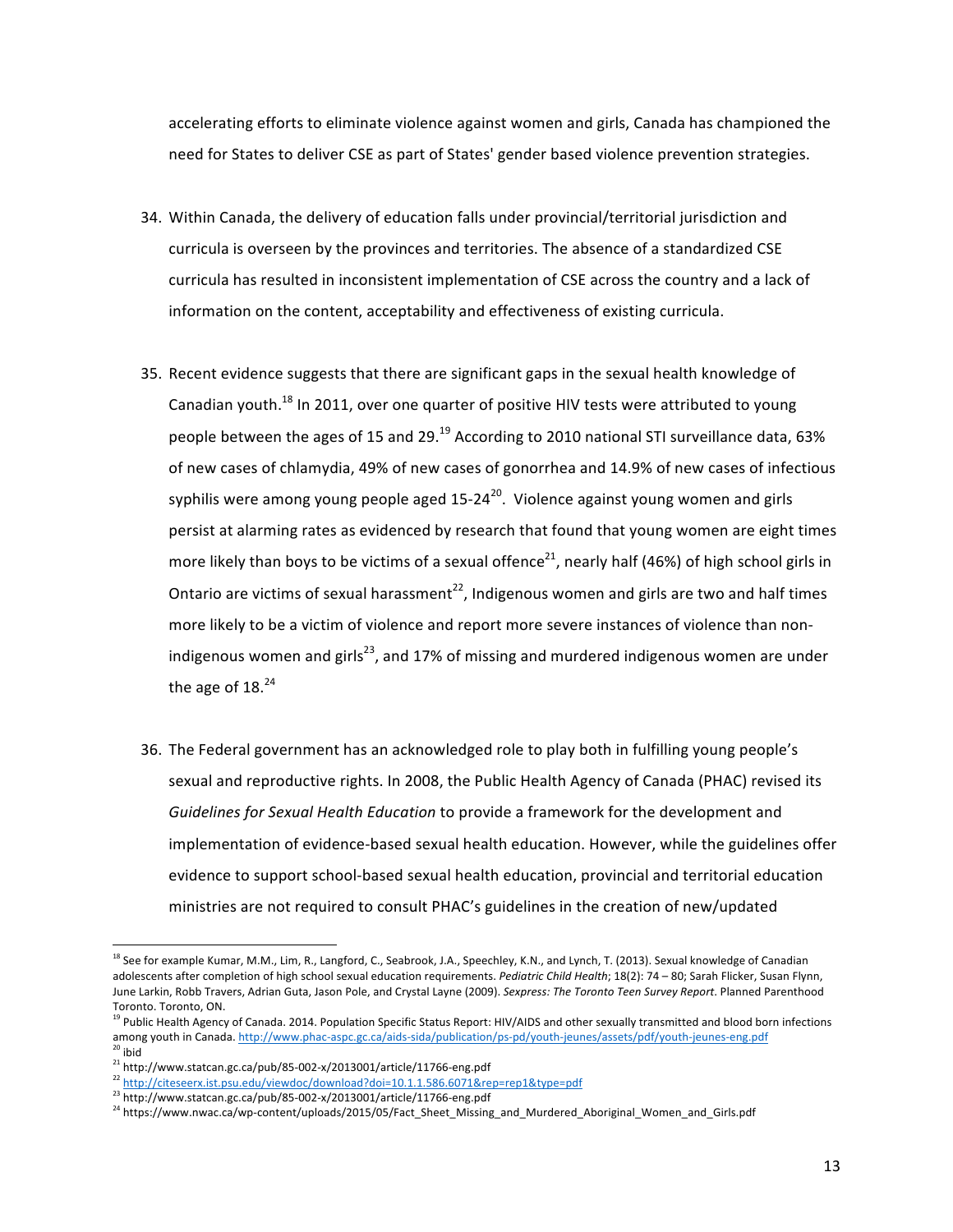accelerating efforts to eliminate violence against women and girls, Canada has championed the need for States to deliver CSE as part of States' gender based violence prevention strategies.

34. Within Canada, the delivery of education falls under provincial/territorial jurisdiction and curricula is overseen by the provinces and territories. The absence of a standardized CSE curricula has resulted in inconsistent implementation of CSE across the country and a lack of information on the content, acceptability and effectiveness of existing curricula.

35. Recent evidence suggests that there are significant gaps in the sexual health knowledge of Canadian youth.[18] In 2011, over one quarter of positive HIV tests were attributed to young people between the ages of 15 and 29.[19] According to 2010 national STI surveillance data, 63% of new cases of chlamydia, 49% of new cases of gonorrhea and 14.9% of new cases of infectious syphilis were among young people aged 15-24[20]. Violence against young women and girls persist at alarming rates as evidenced by research that found that young women are eight times more likely than boys to be victims of a sexual offence[21], nearly half (46%) of high school girls in Ontario are victims of sexual harassment[22], Indigenous women and girls are two and half times more likely to be a victim of violence and report more severe instances of violence than non-indigenous women and girls[23], and 17% of missing and murdered indigenous women are under the age of 18.[24]

36. The Federal government has an acknowledged role to play both in fulfilling young people's sexual and reproductive rights. In 2008, the Public Health Agency of Canada (PHAC) revised its *Guidelines for Sexual Health Education* to provide a framework for the development and implementation of evidence-based sexual health education. However, while the guidelines offer evidence to support school-based sexual health education, provincial and territorial education ministries are not required to consult PHAC's guidelines in the creation of new/updated

---

[18] See for example Kumar, M.M., Lim, R., Langford, C., Seabrook, J.A., Speechley, K.N., and Lynch, T. (2013). Sexual knowledge of Canadian adolescents after completion of high school sexual education requirements. *Pediatric Child Health*; 18(2): 74 – 80; Sarah Flicker, Susan Flynn, June Larkin, Robb Travers, Adrian Guta, Jason Pole, and Crystal Layne (2009). *Sexpress: The Toronto Teen Survey Report*. Planned Parenthood Toronto. Toronto, ON.

[19] Public Health Agency of Canada. 2014. Population Specific Status Report: HIV/AIDS and other sexually transmitted and blood born infections among youth in Canada. http://www.phac-aspc.gc.ca/aids-sida/publication/ps-pd/youth-jeunes/assets/pdf/youth-jeunes-eng.pdf

[20] ibid

[21] http://www.statcan.gc.ca/pub/85-002-x/2013001/article/11766-eng.pdf

[22] http://citeseerx.ist.psu.edu/viewdoc/download?doi=10.1.1.586.6071&rep=rep1&type=pdf

[23] http://www.statcan.gc.ca/pub/85-002-x/2013001/article/11766-eng.pdf

[24] https://www.nwac.ca/wp-content/uploads/2015/05/Fact_Sheet_Missing_and_Murdered_Aboriginal_Women_and_Girls.pdf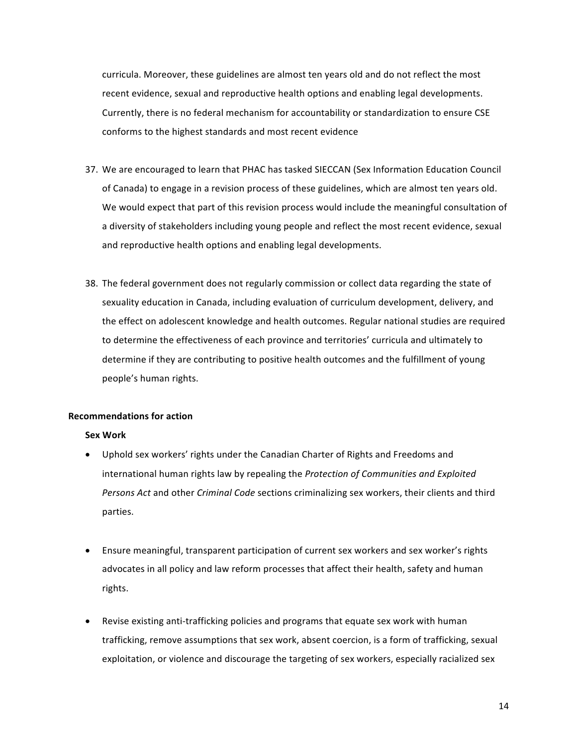curricula. Moreover, these guidelines are almost ten years old and do not reflect the most recent evidence, sexual and reproductive health options and enabling legal developments. Currently, there is no federal mechanism for accountability or standardization to ensure CSE conforms to the highest standards and most recent evidence

37. We are encouraged to learn that PHAC has tasked SIECCAN (Sex Information Education Council of Canada) to engage in a revision process of these guidelines, which are almost ten years old. We would expect that part of this revision process would include the meaningful consultation of a diversity of stakeholders including young people and reflect the most recent evidence, sexual and reproductive health options and enabling legal developments.

38. The federal government does not regularly commission or collect data regarding the state of sexuality education in Canada, including evaluation of curriculum development, delivery, and the effect on adolescent knowledge and health outcomes. Regular national studies are required to determine the effectiveness of each province and territories' curricula and ultimately to determine if they are contributing to positive health outcomes and the fulfillment of young people's human rights.

**Recommendations for action**

**Sex Work**

- Uphold sex workers' rights under the Canadian Charter of Rights and Freedoms and international human rights law by repealing the *Protection of Communities and Exploited Persons Act* and other *Criminal Code* sections criminalizing sex workers, their clients and third parties.

- Ensure meaningful, transparent participation of current sex workers and sex worker's rights advocates in all policy and law reform processes that affect their health, safety and human rights.

- Revise existing anti-trafficking policies and programs that equate sex work with human trafficking, remove assumptions that sex work, absent coercion, is a form of trafficking, sexual exploitation, or violence and discourage the targeting of sex workers, especially racialized sex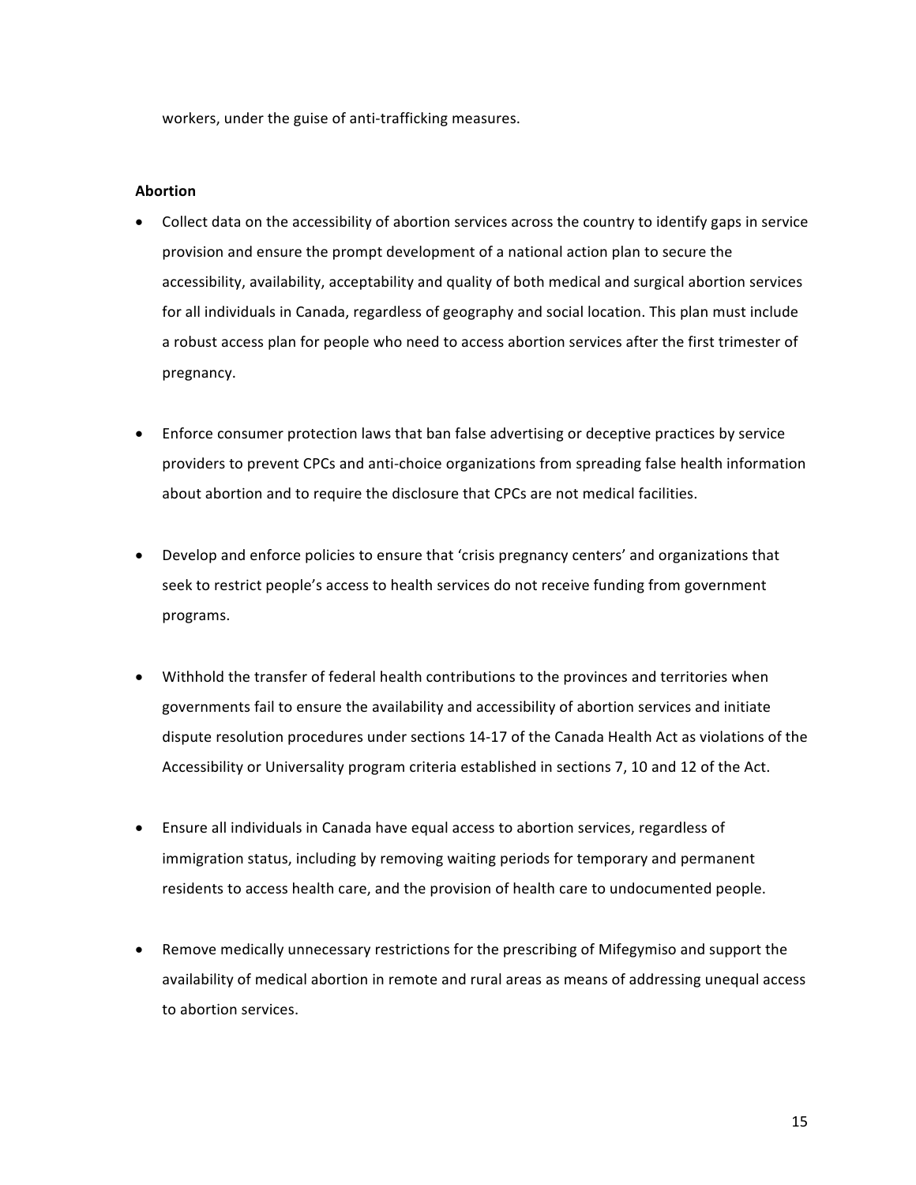workers, under the guise of anti-trafficking measures.

**Abortion**

- Collect data on the accessibility of abortion services across the country to identify gaps in service provision and ensure the prompt development of a national action plan to secure the accessibility, availability, acceptability and quality of both medical and surgical abortion services for all individuals in Canada, regardless of geography and social location. This plan must include a robust access plan for people who need to access abortion services after the first trimester of pregnancy.

- Enforce consumer protection laws that ban false advertising or deceptive practices by service providers to prevent CPCs and anti-choice organizations from spreading false health information about abortion and to require the disclosure that CPCs are not medical facilities.

- Develop and enforce policies to ensure that 'crisis pregnancy centers' and organizations that seek to restrict people's access to health services do not receive funding from government programs.

- Withhold the transfer of federal health contributions to the provinces and territories when governments fail to ensure the availability and accessibility of abortion services and initiate dispute resolution procedures under sections 14-17 of the Canada Health Act as violations of the Accessibility or Universality program criteria established in sections 7, 10 and 12 of the Act.

- Ensure all individuals in Canada have equal access to abortion services, regardless of immigration status, including by removing waiting periods for temporary and permanent residents to access health care, and the provision of health care to undocumented people.

- Remove medically unnecessary restrictions for the prescribing of Mifegymiso and support the availability of medical abortion in remote and rural areas as means of addressing unequal access to abortion services.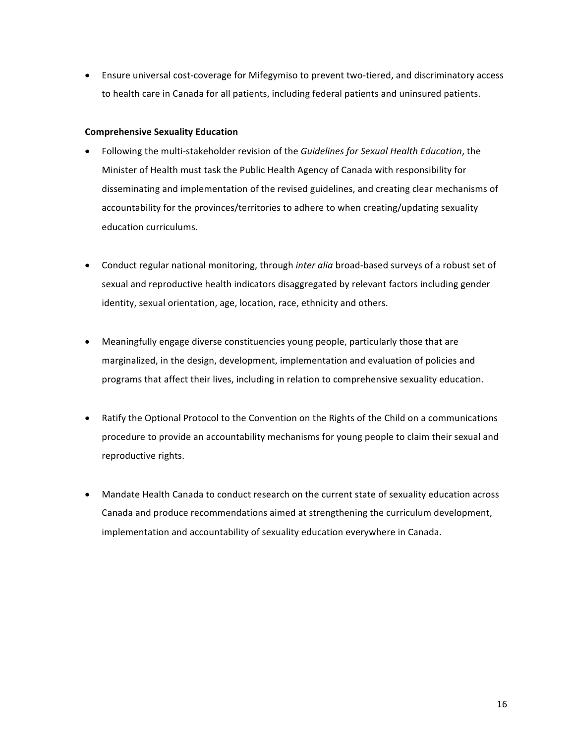- Ensure universal cost-coverage for Mifegymiso to prevent two-tiered, and discriminatory access to health care in Canada for all patients, including federal patients and uninsured patients.

**Comprehensive Sexuality Education**

- Following the multi-stakeholder revision of the *Guidelines for Sexual Health Education*, the Minister of Health must task the Public Health Agency of Canada with responsibility for disseminating and implementation of the revised guidelines, and creating clear mechanisms of accountability for the provinces/territories to adhere to when creating/updating sexuality education curriculums.

- Conduct regular national monitoring, through *inter alia* broad-based surveys of a robust set of sexual and reproductive health indicators disaggregated by relevant factors including gender identity, sexual orientation, age, location, race, ethnicity and others.

- Meaningfully engage diverse constituencies young people, particularly those that are marginalized, in the design, development, implementation and evaluation of policies and programs that affect their lives, including in relation to comprehensive sexuality education.

- Ratify the Optional Protocol to the Convention on the Rights of the Child on a communications procedure to provide an accountability mechanisms for young people to claim their sexual and reproductive rights.

- Mandate Health Canada to conduct research on the current state of sexuality education across Canada and produce recommendations aimed at strengthening the curriculum development, implementation and accountability of sexuality education everywhere in Canada.